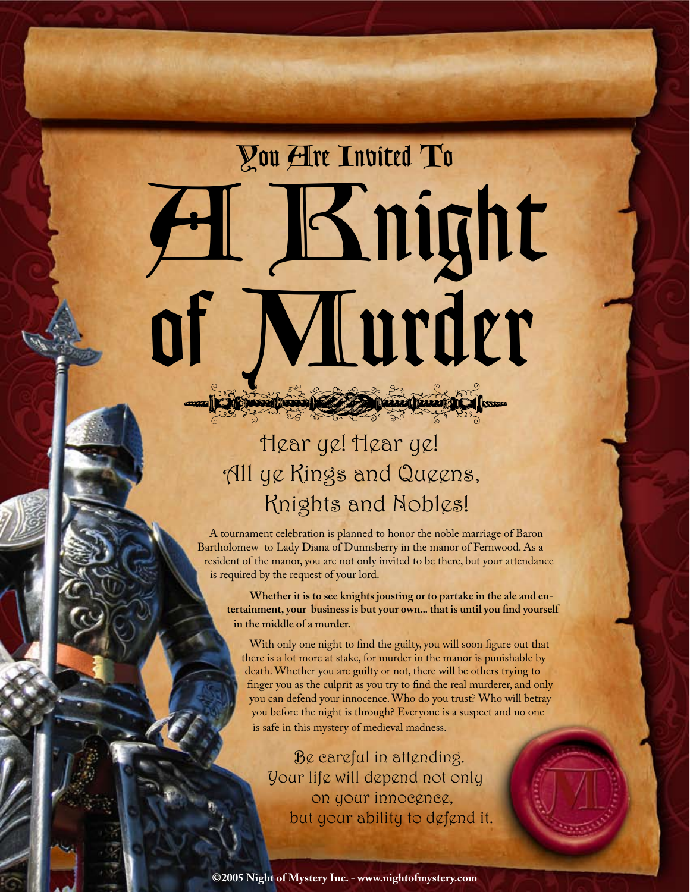## You Are Invited To

# A Knight of Murder

### Hear ye! Hear ye!
### All ye Kings and Queens, Knights and Nobles!

A tournament celebration is planned to honor the noble marriage of Baron Bartholomew to Lady Diana of Dunnsberry in the manor of Fernwood. As a resident of the manor, you are not only invited to be there, but your attendance is required by the request of your lord.

**Whether it is to see knights jousting or to partake in the ale and entertainment, your business is but your own... that is until you find yourself in the middle of a murder.**

With only one night to find the guilty, you will soon figure out that there is a lot more at stake, for murder in the manor is punishable by death. Whether you are guilty or not, there will be others trying to finger you as the culprit as you try to find the real murderer, and only you can defend your innocence. Who do you trust? Who will betray you before the night is through? Everyone is a suspect and no one is safe in this mystery of medieval madness.

Be careful in attending.
Your life will depend not only on your innocence,
but your ability to defend it.

©2005 Night of Mystery Inc. - www.nightofmystery.com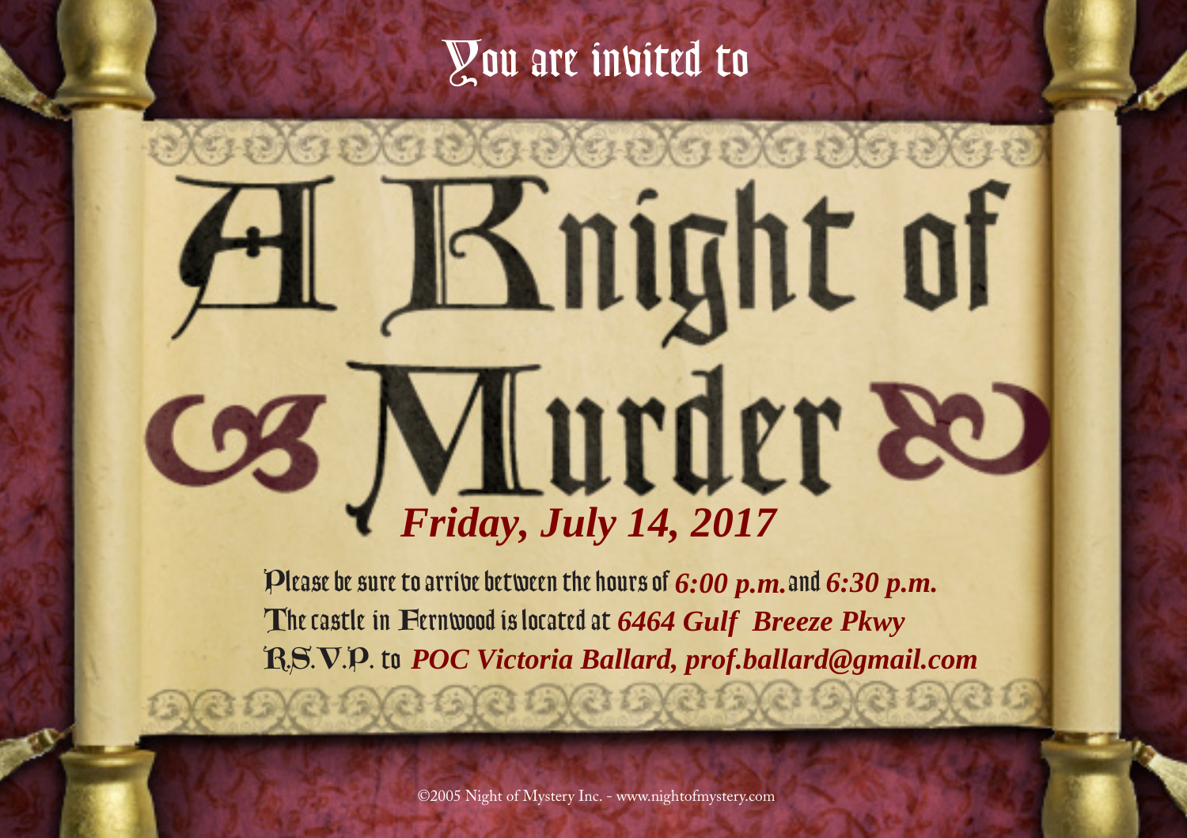You are invited to

# A Knight of Murder

***Friday, July 14, 2017***

Please be sure to arrive between the hours of ***6:00 p.m.*** and ***6:30 p.m.***

The castle in Fernwood is located at ***6464 Gulf Breeze Pkwy***

R.S.V.P. to ***POC Victoria Ballard, prof.ballard@gmail.com***

©2005 Night of Mystery Inc. - www.nightofmystery.com